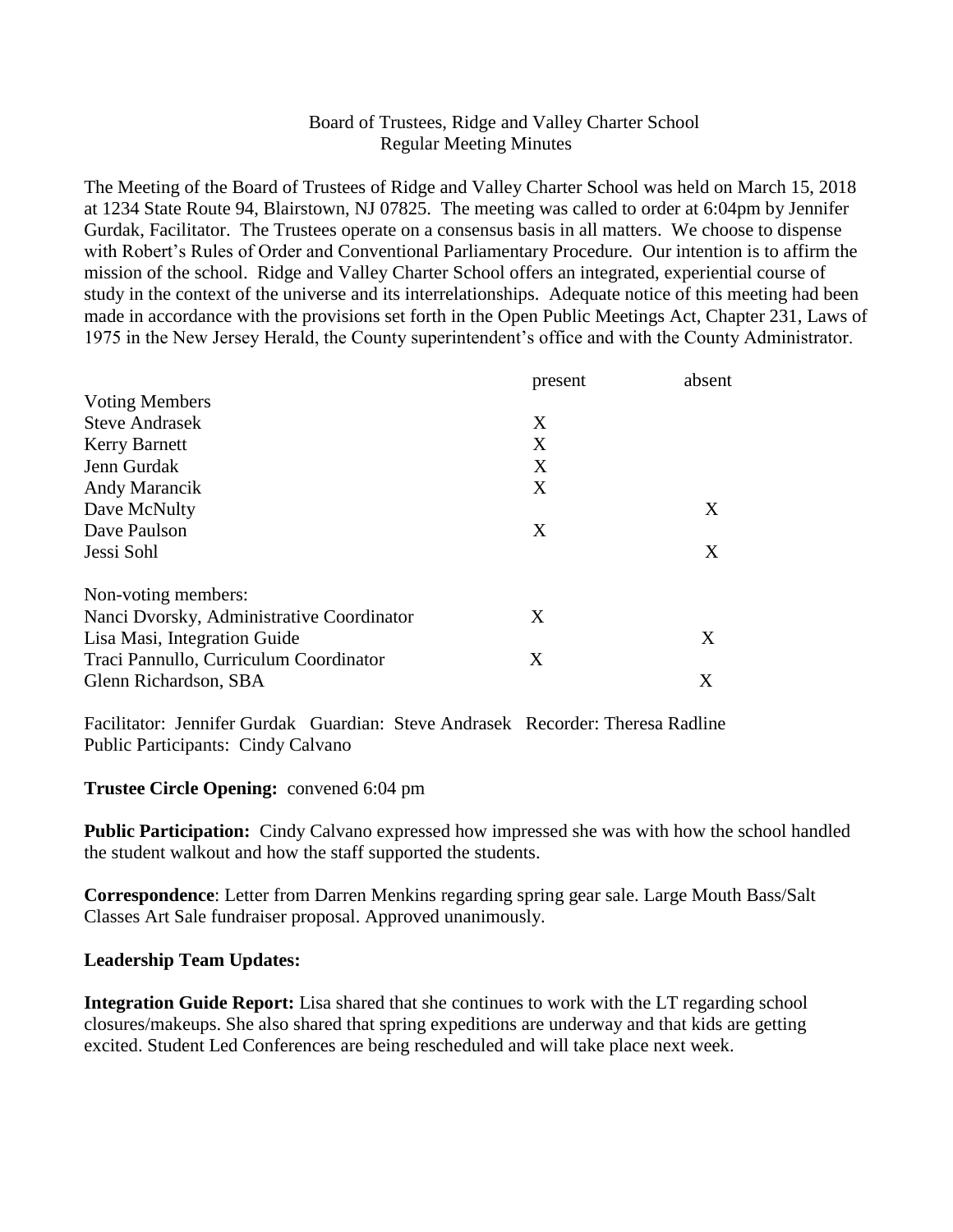Board of Trustees, Ridge and Valley Charter School
Regular Meeting Minutes

The Meeting of the Board of Trustees of Ridge and Valley Charter School was held on March 15, 2018 at 1234 State Route 94, Blairstown, NJ 07825. The meeting was called to order at 6:04pm by Jennifer Gurdak, Facilitator. The Trustees operate on a consensus basis in all matters. We choose to dispense with Robert's Rules of Order and Conventional Parliamentary Procedure. Our intention is to affirm the mission of the school. Ridge and Valley Charter School offers an integrated, experiential course of study in the context of the universe and its interrelationships. Adequate notice of this meeting had been made in accordance with the provisions set forth in the Open Public Meetings Act, Chapter 231, Laws of 1975 in the New Jersey Herald, the County superintendent's office and with the County Administrator.

| | present | absent |
|---|---|---|
| Voting Members | | |
| Steve Andrasek | X | |
| Kerry Barnett | X | |
| Jenn Gurdak | X | |
| Andy Marancik | X | |
| Dave McNulty | | X |
| Dave Paulson | X | |
| Jessi Sohl | | X |
| Non-voting members: | | |
| Nanci Dvorsky, Administrative Coordinator | X | |
| Lisa Masi, Integration Guide | | X |
| Traci Pannullo, Curriculum Coordinator | X | |
| Glenn Richardson, SBA | | X |

Facilitator: Jennifer Gurdak Guardian: Steve Andrasek Recorder: Theresa Radline
Public Participants: Cindy Calvano

**Trustee Circle Opening:** convened 6:04 pm

**Public Participation:** Cindy Calvano expressed how impressed she was with how the school handled the student walkout and how the staff supported the students.

**Correspondence**: Letter from Darren Menkins regarding spring gear sale. Large Mouth Bass/Salt Classes Art Sale fundraiser proposal. Approved unanimously.

**Leadership Team Updates:**

**Integration Guide Report:** Lisa shared that she continues to work with the LT regarding school closures/makeups. She also shared that spring expeditions are underway and that kids are getting excited. Student Led Conferences are being rescheduled and will take place next week.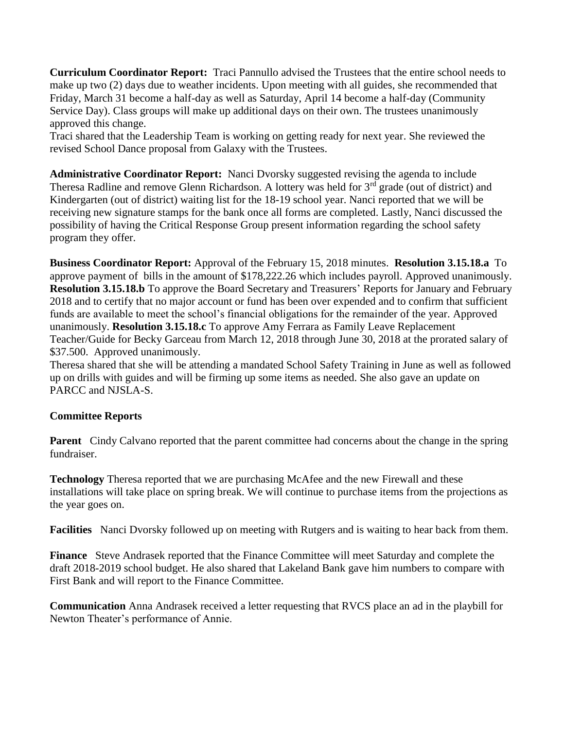**Curriculum Coordinator Report:** Traci Pannullo advised the Trustees that the entire school needs to make up two (2) days due to weather incidents. Upon meeting with all guides, she recommended that Friday, March 31 become a half-day as well as Saturday, April 14 become a half-day (Community Service Day). Class groups will make up additional days on their own. The trustees unanimously approved this change.

Traci shared that the Leadership Team is working on getting ready for next year. She reviewed the revised School Dance proposal from Galaxy with the Trustees.

**Administrative Coordinator Report:** Nanci Dvorsky suggested revising the agenda to include Theresa Radline and remove Glenn Richardson. A lottery was held for 3rd grade (out of district) and Kindergarten (out of district) waiting list for the 18-19 school year. Nanci reported that we will be receiving new signature stamps for the bank once all forms are completed. Lastly, Nanci discussed the possibility of having the Critical Response Group present information regarding the school safety program they offer.

**Business Coordinator Report:** Approval of the February 15, 2018 minutes. **Resolution 3.15.18.a** To approve payment of bills in the amount of $178,222.26 which includes payroll. Approved unanimously. **Resolution 3.15.18.b** To approve the Board Secretary and Treasurers' Reports for January and February 2018 and to certify that no major account or fund has been over expended and to confirm that sufficient funds are available to meet the school's financial obligations for the remainder of the year. Approved unanimously. **Resolution 3.15.18.c** To approve Amy Ferrara as Family Leave Replacement Teacher/Guide for Becky Garceau from March 12, 2018 through June 30, 2018 at the prorated salary of $37.500. Approved unanimously.

Theresa shared that she will be attending a mandated School Safety Training in June as well as followed up on drills with guides and will be firming up some items as needed. She also gave an update on PARCC and NJSLA-S.

**Committee Reports**

**Parent** Cindy Calvano reported that the parent committee had concerns about the change in the spring fundraiser.

**Technology** Theresa reported that we are purchasing McAfee and the new Firewall and these installations will take place on spring break. We will continue to purchase items from the projections as the year goes on.

**Facilities** Nanci Dvorsky followed up on meeting with Rutgers and is waiting to hear back from them.

**Finance** Steve Andrasek reported that the Finance Committee will meet Saturday and complete the draft 2018-2019 school budget. He also shared that Lakeland Bank gave him numbers to compare with First Bank and will report to the Finance Committee.

**Communication** Anna Andrasek received a letter requesting that RVCS place an ad in the playbill for Newton Theater's performance of Annie.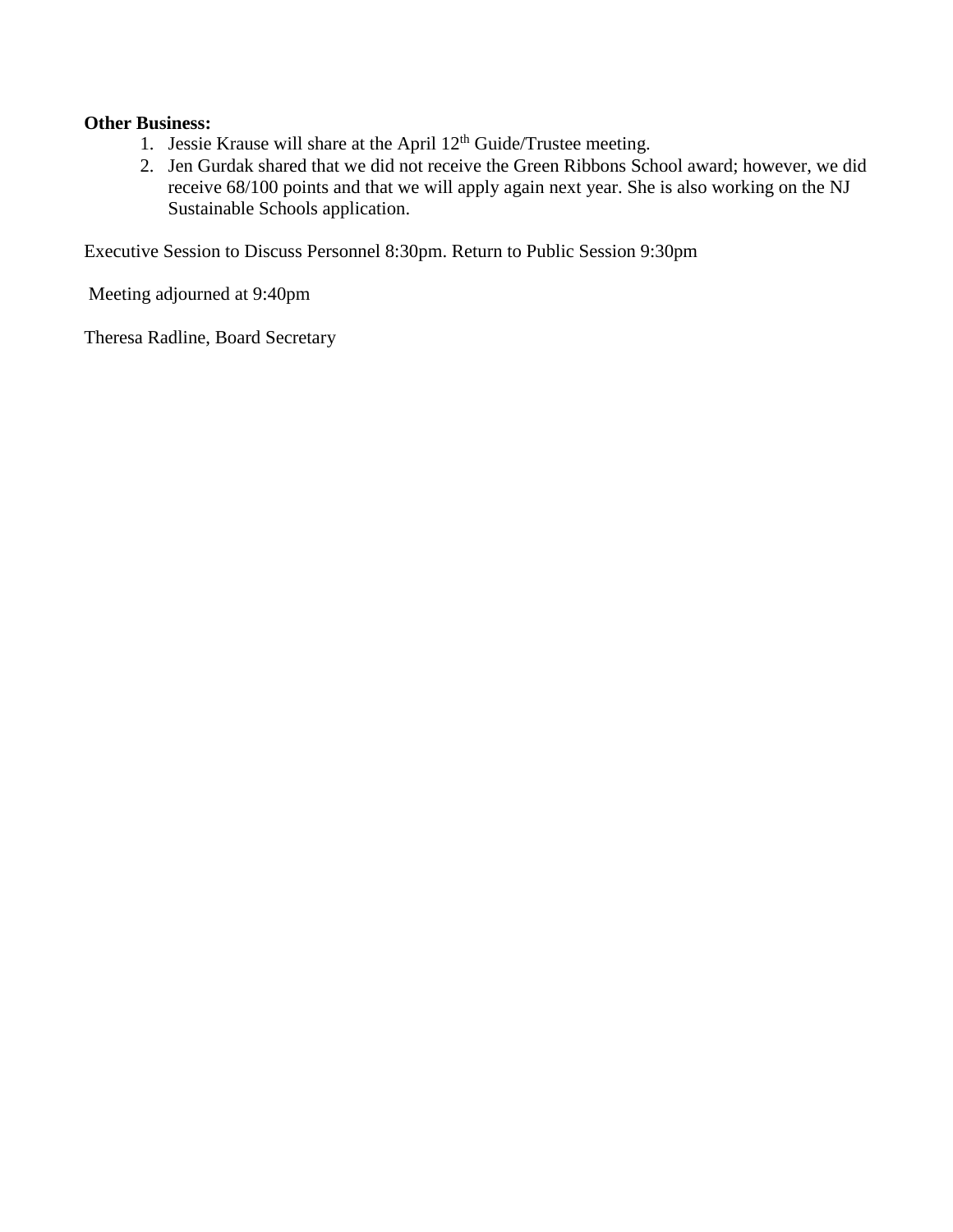**Other Business:**

1. Jessie Krause will share at the April 12th Guide/Trustee meeting.
2. Jen Gurdak shared that we did not receive the Green Ribbons School award; however, we did receive 68/100 points and that we will apply again next year. She is also working on the NJ Sustainable Schools application.

Executive Session to Discuss Personnel 8:30pm. Return to Public Session 9:30pm

Meeting adjourned at 9:40pm

Theresa Radline, Board Secretary